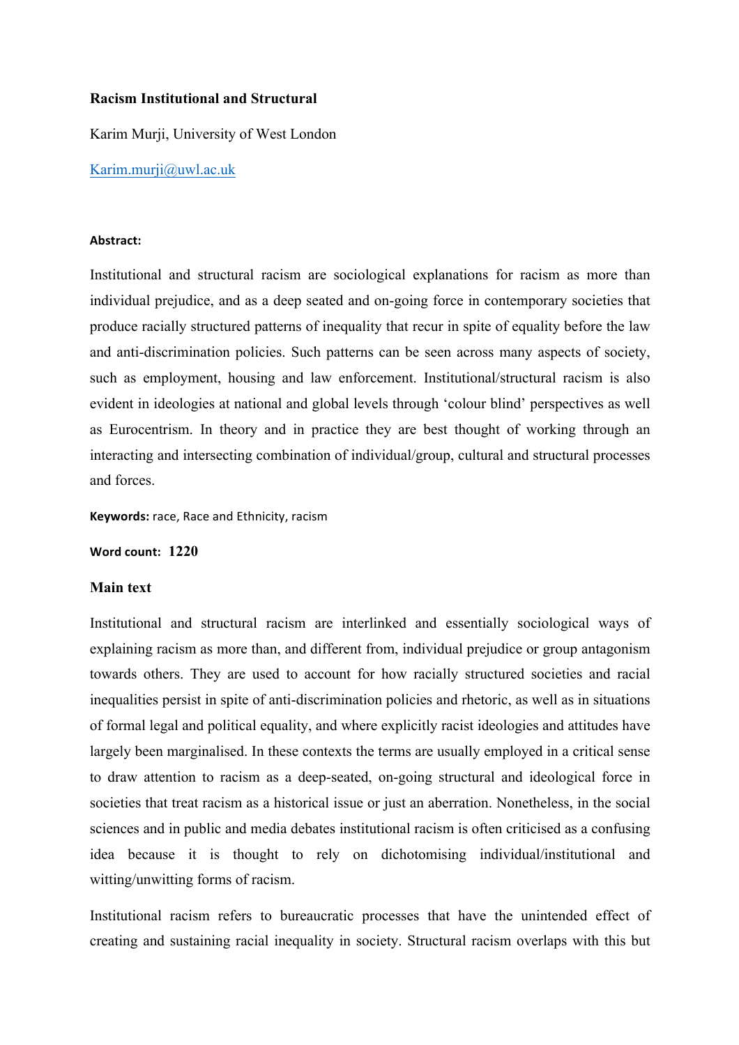**Racism Institutional and Structural**

Karim Murji, University of West London

Karim.murji@uwl.ac.uk

**Abstract:**

Institutional and structural racism are sociological explanations for racism as more than individual prejudice, and as a deep seated and on-going force in contemporary societies that produce racially structured patterns of inequality that recur in spite of equality before the law and anti-discrimination policies. Such patterns can be seen across many aspects of society, such as employment, housing and law enforcement. Institutional/structural racism is also evident in ideologies at national and global levels through 'colour blind' perspectives as well as Eurocentrism. In theory and in practice they are best thought of working through an interacting and intersecting combination of individual/group, cultural and structural processes and forces.

**Keywords:** race, Race and Ethnicity, racism

**Word count:** 1220

## Main text

Institutional and structural racism are interlinked and essentially sociological ways of explaining racism as more than, and different from, individual prejudice or group antagonism towards others. They are used to account for how racially structured societies and racial inequalities persist in spite of anti-discrimination policies and rhetoric, as well as in situations of formal legal and political equality, and where explicitly racist ideologies and attitudes have largely been marginalised. In these contexts the terms are usually employed in a critical sense to draw attention to racism as a deep-seated, on-going structural and ideological force in societies that treat racism as a historical issue or just an aberration. Nonetheless, in the social sciences and in public and media debates institutional racism is often criticised as a confusing idea because it is thought to rely on dichotomising individual/institutional and witting/unwitting forms of racism.

Institutional racism refers to bureaucratic processes that have the unintended effect of creating and sustaining racial inequality in society. Structural racism overlaps with this but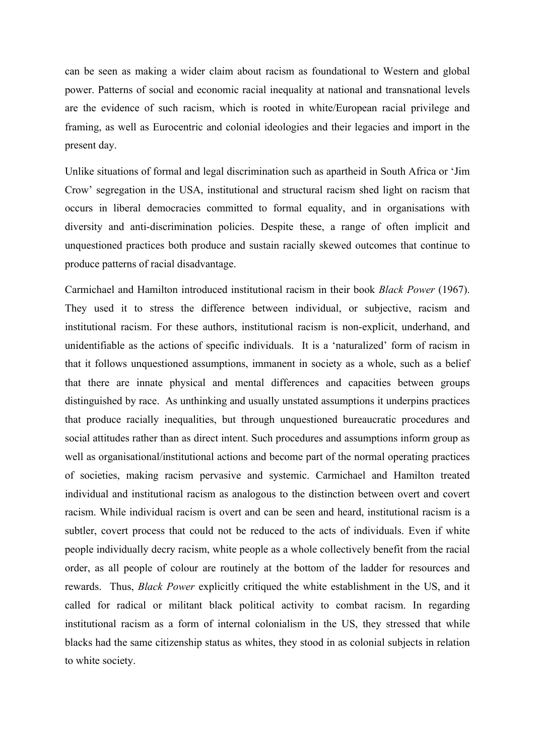can be seen as making a wider claim about racism as foundational to Western and global power. Patterns of social and economic racial inequality at national and transnational levels are the evidence of such racism, which is rooted in white/European racial privilege and framing, as well as Eurocentric and colonial ideologies and their legacies and import in the present day.

Unlike situations of formal and legal discrimination such as apartheid in South Africa or 'Jim Crow' segregation in the USA, institutional and structural racism shed light on racism that occurs in liberal democracies committed to formal equality, and in organisations with diversity and anti-discrimination policies. Despite these, a range of often implicit and unquestioned practices both produce and sustain racially skewed outcomes that continue to produce patterns of racial disadvantage.

Carmichael and Hamilton introduced institutional racism in their book *Black Power* (1967). They used it to stress the difference between individual, or subjective, racism and institutional racism. For these authors, institutional racism is non-explicit, underhand, and unidentifiable as the actions of specific individuals. It is a 'naturalized' form of racism in that it follows unquestioned assumptions, immanent in society as a whole, such as a belief that there are innate physical and mental differences and capacities between groups distinguished by race. As unthinking and usually unstated assumptions it underpins practices that produce racially inequalities, but through unquestioned bureaucratic procedures and social attitudes rather than as direct intent. Such procedures and assumptions inform group as well as organisational/institutional actions and become part of the normal operating practices of societies, making racism pervasive and systemic. Carmichael and Hamilton treated individual and institutional racism as analogous to the distinction between overt and covert racism. While individual racism is overt and can be seen and heard, institutional racism is a subtler, covert process that could not be reduced to the acts of individuals. Even if white people individually decry racism, white people as a whole collectively benefit from the racial order, as all people of colour are routinely at the bottom of the ladder for resources and rewards. Thus, *Black Power* explicitly critiqued the white establishment in the US, and it called for radical or militant black political activity to combat racism. In regarding institutional racism as a form of internal colonialism in the US, they stressed that while blacks had the same citizenship status as whites, they stood in as colonial subjects in relation to white society.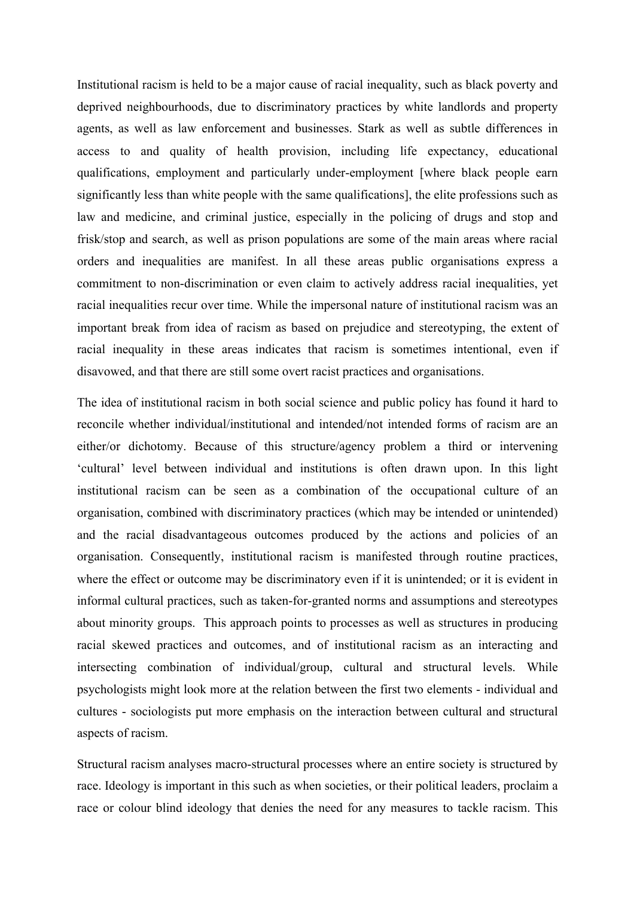Institutional racism is held to be a major cause of racial inequality, such as black poverty and deprived neighbourhoods, due to discriminatory practices by white landlords and property agents, as well as law enforcement and businesses. Stark as well as subtle differences in access to and quality of health provision, including life expectancy, educational qualifications, employment and particularly under-employment [where black people earn significantly less than white people with the same qualifications], the elite professions such as law and medicine, and criminal justice, especially in the policing of drugs and stop and frisk/stop and search, as well as prison populations are some of the main areas where racial orders and inequalities are manifest. In all these areas public organisations express a commitment to non-discrimination or even claim to actively address racial inequalities, yet racial inequalities recur over time. While the impersonal nature of institutional racism was an important break from idea of racism as based on prejudice and stereotyping, the extent of racial inequality in these areas indicates that racism is sometimes intentional, even if disavowed, and that there are still some overt racist practices and organisations.

The idea of institutional racism in both social science and public policy has found it hard to reconcile whether individual/institutional and intended/not intended forms of racism are an either/or dichotomy. Because of this structure/agency problem a third or intervening 'cultural' level between individual and institutions is often drawn upon. In this light institutional racism can be seen as a combination of the occupational culture of an organisation, combined with discriminatory practices (which may be intended or unintended) and the racial disadvantageous outcomes produced by the actions and policies of an organisation. Consequently, institutional racism is manifested through routine practices, where the effect or outcome may be discriminatory even if it is unintended; or it is evident in informal cultural practices, such as taken-for-granted norms and assumptions and stereotypes about minority groups. This approach points to processes as well as structures in producing racial skewed practices and outcomes, and of institutional racism as an interacting and intersecting combination of individual/group, cultural and structural levels. While psychologists might look more at the relation between the first two elements - individual and cultures - sociologists put more emphasis on the interaction between cultural and structural aspects of racism.

Structural racism analyses macro-structural processes where an entire society is structured by race. Ideology is important in this such as when societies, or their political leaders, proclaim a race or colour blind ideology that denies the need for any measures to tackle racism. This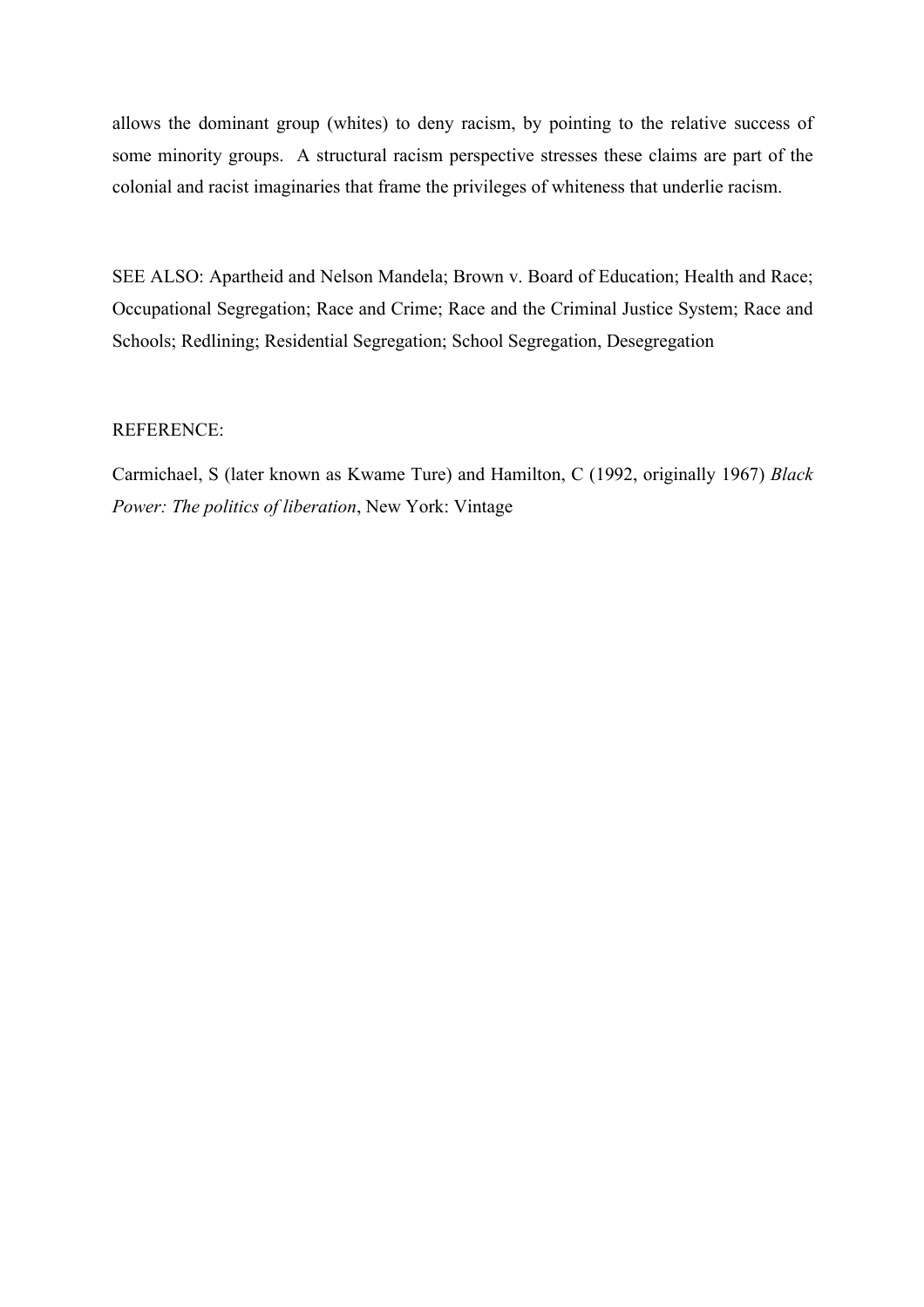allows the dominant group (whites) to deny racism, by pointing to the relative success of some minority groups. A structural racism perspective stresses these claims are part of the colonial and racist imaginaries that frame the privileges of whiteness that underlie racism.

SEE ALSO: Apartheid and Nelson Mandela; Brown v. Board of Education; Health and Race; Occupational Segregation; Race and Crime; Race and the Criminal Justice System; Race and Schools; Redlining; Residential Segregation; School Segregation, Desegregation

REFERENCE:

Carmichael, S (later known as Kwame Ture) and Hamilton, C (1992, originally 1967) *Black Power: The politics of liberation*, New York: Vintage